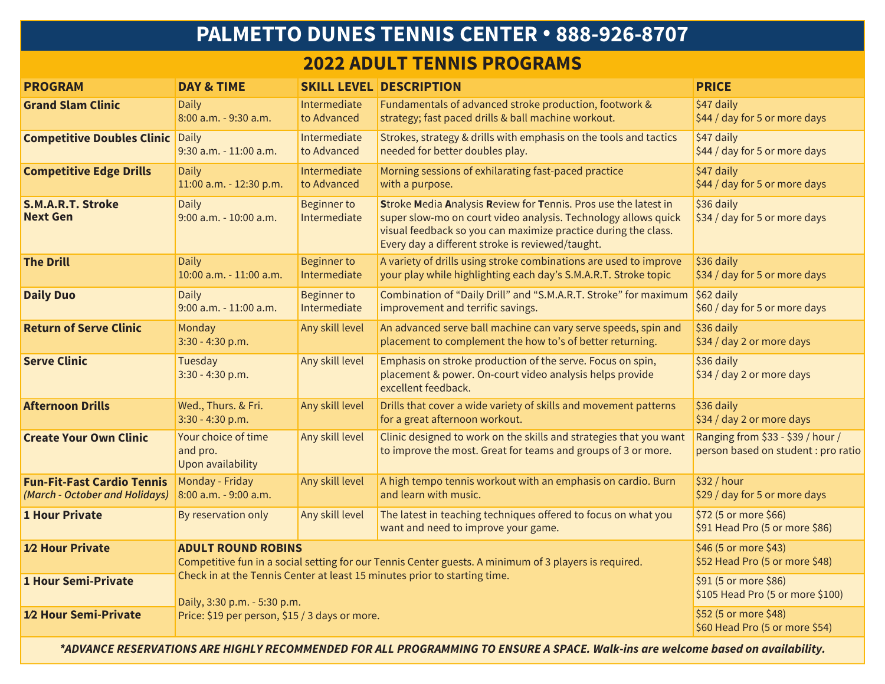# PALMETTO DUNES TENNIS CENTER • 888-926-8707

## 2022 ADULT TENNIS PROGRAMS

| PROGRAM | DAY & TIME | SKILL LEVEL | DESCRIPTION | PRICE |
|---|---|---|---|---|
| **Grand Slam Clinic** | Daily 8:00 a.m. - 9:30 a.m. | Intermediate to Advanced | Fundamentals of advanced stroke production, footwork & strategy; fast paced drills & ball machine workout. | $47 daily $44 / day for 5 or more days |
| **Competitive Doubles Clinic** | Daily 9:30 a.m. - 11:00 a.m. | Intermediate to Advanced | Strokes, strategy & drills with emphasis on the tools and tactics needed for better doubles play. | $47 daily $44 / day for 5 or more days |
| **Competitive Edge Drills** | Daily 11:00 a.m. - 12:30 p.m. | Intermediate to Advanced | Morning sessions of exhilarating fast-paced practice with a purpose. | $47 daily $44 / day for 5 or more days |
| **S.M.A.R.T. Stroke Next Gen** | Daily 9:00 a.m. - 10:00 a.m. | Beginner to Intermediate | **S**troke **M**edia **A**nalysis **R**eview for **T**ennis. Pros use the latest in super slow-mo on court video analysis. Technology allows quick visual feedback so you can maximize practice during the class. Every day a different stroke is reviewed/taught. | $36 daily $34 / day for 5 or more days |
| **The Drill** | Daily 10:00 a.m. - 11:00 a.m. | Beginner to Intermediate | A variety of drills using stroke combinations are used to improve your play while highlighting each day's S.M.A.R.T. Stroke topic | $36 daily $34 / day for 5 or more days |
| **Daily Duo** | Daily 9:00 a.m. - 11:00 a.m. | Beginner to Intermediate | Combination of "Daily Drill" and "S.M.A.R.T. Stroke" for maximum improvement and terrific savings. | $62 daily $60 / day for 5 or more days |
| **Return of Serve Clinic** | Monday 3:30 - 4:30 p.m. | Any skill level | An advanced serve ball machine can vary serve speeds, spin and placement to complement the how to's of better returning. | $36 daily $34 / day 2 or more days |
| **Serve Clinic** | Tuesday 3:30 - 4:30 p.m. | Any skill level | Emphasis on stroke production of the serve. Focus on spin, placement & power. On-court video analysis helps provide excellent feedback. | $36 daily $34 / day 2 or more days |
| **Afternoon Drills** | Wed., Thurs. & Fri. 3:30 - 4:30 p.m. | Any skill level | Drills that cover a wide variety of skills and movement patterns for a great afternoon workout. | $36 daily $34 / day 2 or more days |
| **Create Your Own Clinic** | Your choice of time and pro. Upon availability | Any skill level | Clinic designed to work on the skills and strategies that you want to improve the most. Great for teams and groups of 3 or more. | Ranging from $33 - $39 / hour / person based on student : pro ratio |
| **Fun-Fit-Fast Cardio Tennis** *(March - October and Holidays)* | Monday - Friday 8:00 a.m. - 9:00 a.m. | Any skill level | A high tempo tennis workout with an emphasis on cardio. Burn and learn with music. | $32 / hour $29 / day for 5 or more days |
| **1 Hour Private** | By reservation only | Any skill level | The latest in teaching techniques offered to focus on what you want and need to improve your game. | $72 (5 or more $66) $91 Head Pro (5 or more $86) |
| **1⁄2 Hour Private** | | | | $46 (5 or more $43) $52 Head Pro (5 or more $48) |
| **1 Hour Semi-Private** | | | | $91 (5 or more $86) $105 Head Pro (5 or more $100) |
| **1⁄2 Hour Semi-Private** | | | | $52 (5 or more $48) $60 Head Pro (5 or more $54) |

**ADULT ROUND ROBINS**

Competitive fun in a social setting for our Tennis Center guests. A minimum of 3 players is required. Check in at the Tennis Center at least 15 minutes prior to starting time.

Daily, 3:30 p.m. - 5:30 p.m.
Price: $19 per person, $15 / 3 days or more.

***ADVANCE RESERVATIONS ARE HIGHLY RECOMMENDED FOR ALL PROGRAMMING TO ENSURE A SPACE. Walk-ins are welcome based on availability.***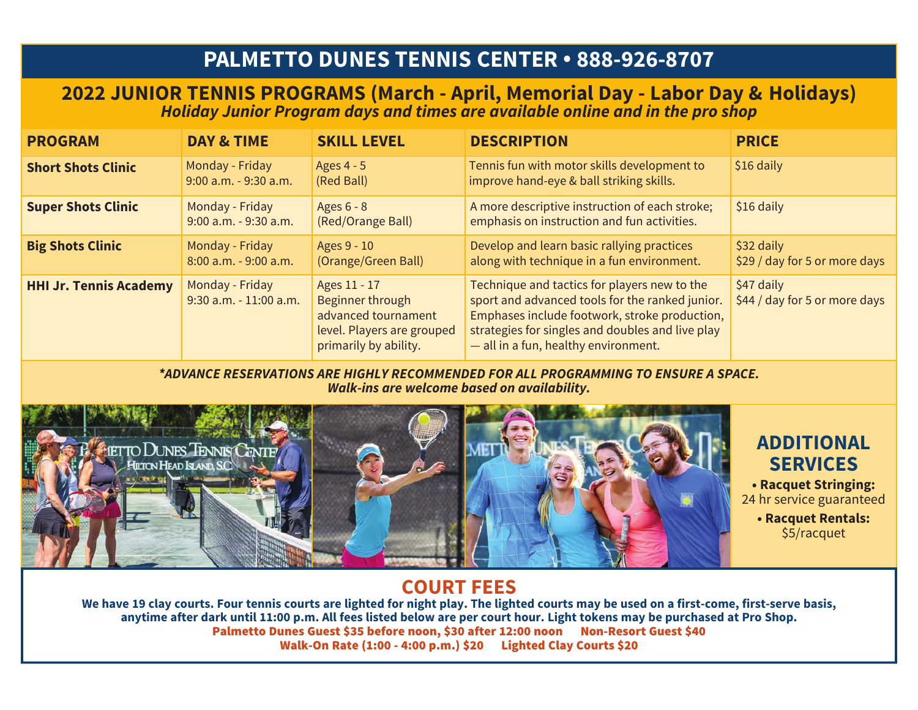# PALMETTO DUNES TENNIS CENTER • 888-926-8707

## 2022 JUNIOR TENNIS PROGRAMS (March - April, Memorial Day - Labor Day & Holidays)

***Holiday Junior Program days and times are available online and in the pro shop***

| PROGRAM | DAY & TIME | SKILL LEVEL | DESCRIPTION | PRICE |
|---|---|---|---|---|
| **Short Shots Clinic** | Monday - Friday 9:00 a.m. - 9:30 a.m. | Ages 4 - 5 (Red Ball) | Tennis fun with motor skills development to improve hand-eye & ball striking skills. | $16 daily |
| **Super Shots Clinic** | Monday - Friday 9:00 a.m. - 9:30 a.m. | Ages 6 - 8 (Red/Orange Ball) | A more descriptive instruction of each stroke; emphasis on instruction and fun activities. | $16 daily |
| **Big Shots Clinic** | Monday - Friday 8:00 a.m. - 9:00 a.m. | Ages 9 - 10 (Orange/Green Ball) | Develop and learn basic rallying practices along with technique in a fun environment. | $32 daily<br>$29 / day for 5 or more days |
| **HHI Jr. Tennis Academy** | Monday - Friday 9:30 a.m. - 11:00 a.m. | Ages 11 - 17 Beginner through advanced tournament level. Players are grouped primarily by ability. | Technique and tactics for players new to the sport and advanced tools for the ranked junior. Emphases include footwork, stroke production, strategies for singles and doubles and live play — all in a fun, healthy environment. | $47 daily<br>$44 / day for 5 or more days |

***\*ADVANCE RESERVATIONS ARE HIGHLY RECOMMENDED FOR ALL PROGRAMMING TO ENSURE A SPACE. Walk-ins are welcome based on availability.***

## ADDITIONAL SERVICES

- **Racquet Stringing:** 24 hr service guaranteed
- **Racquet Rentals:** $5/racquet

## COURT FEES

**We have 19 clay courts. Four tennis courts are lighted for night play. The lighted courts may be used on a first-come, first-serve basis, anytime after dark until 11:00 p.m. All fees listed below are per court hour. Light tokens may be purchased at Pro Shop.**

**Palmetto Dunes Guest $35 before noon, $30 after 12:00 noon** **Non-Resort Guest $40**

**Walk-On Rate (1:00 - 4:00 p.m.) $20** **Lighted Clay Courts $20**